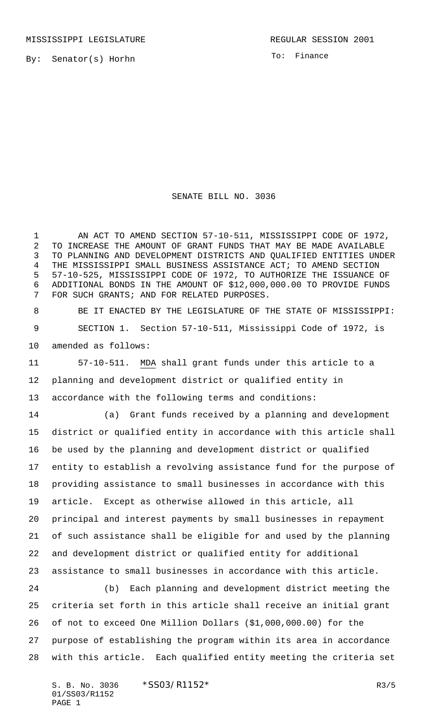MISSISSIPPI LEGISLATURE

REGULAR SESSION 2001

By: Senator(s) Horhn

To: Finance

# SENATE BILL NO. 3036

AN ACT TO AMEND SECTION 57-10-511, MISSISSIPPI CODE OF 1972, TO INCREASE THE AMOUNT OF GRANT FUNDS THAT MAY BE MADE AVAILABLE TO PLANNING AND DEVELOPMENT DISTRICTS AND QUALIFIED ENTITIES UNDER THE MISSISSIPPI SMALL BUSINESS ASSISTANCE ACT; TO AMEND SECTION 57-10-525, MISSISSIPPI CODE OF 1972, TO AUTHORIZE THE ISSUANCE OF ADDITIONAL BONDS IN THE AMOUNT OF $12,000,000.00 TO PROVIDE FUNDS FOR SUCH GRANTS; AND FOR RELATED PURPOSES.

BE IT ENACTED BY THE LEGISLATURE OF THE STATE OF MISSISSIPPI:

SECTION 1. Section 57-10-511, Mississippi Code of 1972, is amended as follows:

57-10-511. MDA shall grant funds under this article to a planning and development district or qualified entity in accordance with the following terms and conditions:

(a) Grant funds received by a planning and development district or qualified entity in accordance with this article shall be used by the planning and development district or qualified entity to establish a revolving assistance fund for the purpose of providing assistance to small businesses in accordance with this article. Except as otherwise allowed in this article, all principal and interest payments by small businesses in repayment of such assistance shall be eligible for and used by the planning and development district or qualified entity for additional assistance to small businesses in accordance with this article.

(b) Each planning and development district meeting the criteria set forth in this article shall receive an initial grant of not to exceed One Million Dollars ($1,000,000.00) for the purpose of establishing the program within its area in accordance with this article. Each qualified entity meeting the criteria set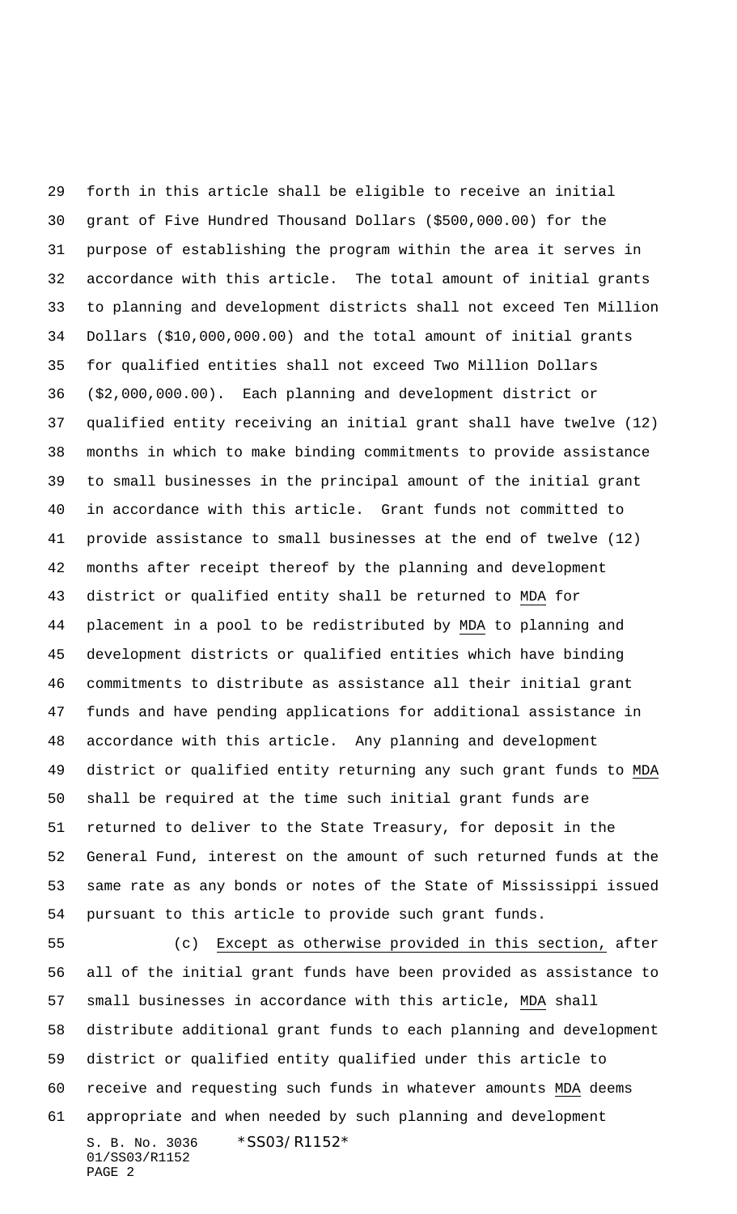forth in this article shall be eligible to receive an initial grant of Five Hundred Thousand Dollars ($500,000.00) for the purpose of establishing the program within the area it serves in accordance with this article. The total amount of initial grants to planning and development districts shall not exceed Ten Million Dollars ($10,000,000.00) and the total amount of initial grants for qualified entities shall not exceed Two Million Dollars ($2,000,000.00). Each planning and development district or qualified entity receiving an initial grant shall have twelve (12) months in which to make binding commitments to provide assistance to small businesses in the principal amount of the initial grant in accordance with this article. Grant funds not committed to provide assistance to small businesses at the end of twelve (12) months after receipt thereof by the planning and development district or qualified entity shall be returned to MDA for placement in a pool to be redistributed by MDA to planning and development districts or qualified entities which have binding commitments to distribute as assistance all their initial grant funds and have pending applications for additional assistance in accordance with this article. Any planning and development district or qualified entity returning any such grant funds to MDA shall be required at the time such initial grant funds are returned to deliver to the State Treasury, for deposit in the General Fund, interest on the amount of such returned funds at the same rate as any bonds or notes of the State of Mississippi issued pursuant to this article to provide such grant funds.

(c) Except as otherwise provided in this section, after all of the initial grant funds have been provided as assistance to small businesses in accordance with this article, MDA shall distribute additional grant funds to each planning and development district or qualified entity qualified under this article to receive and requesting such funds in whatever amounts MDA deems appropriate and when needed by such planning and development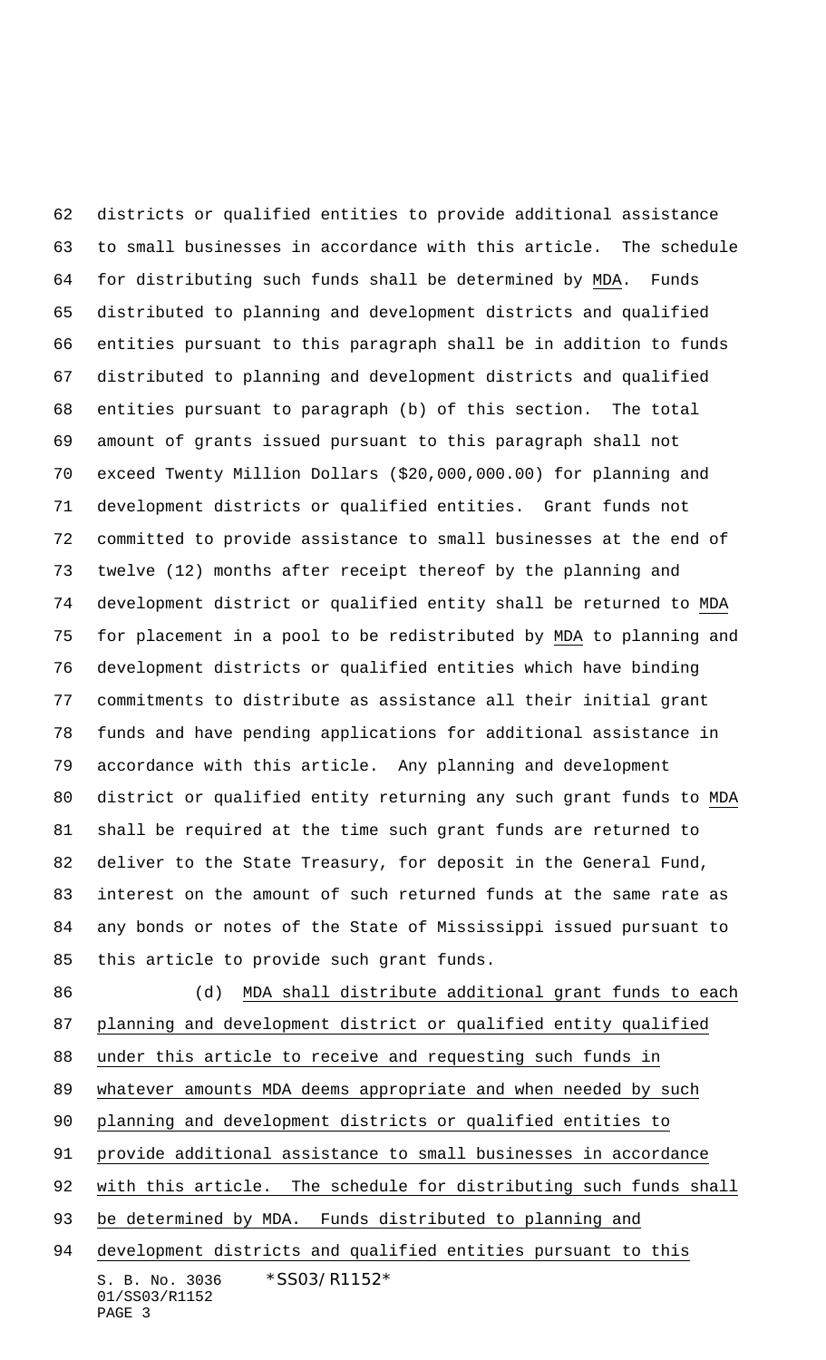districts or qualified entities to provide additional assistance to small businesses in accordance with this article. The schedule for distributing such funds shall be determined by MDA. Funds distributed to planning and development districts and qualified entities pursuant to this paragraph shall be in addition to funds distributed to planning and development districts and qualified entities pursuant to paragraph (b) of this section. The total amount of grants issued pursuant to this paragraph shall not exceed Twenty Million Dollars ($20,000,000.00) for planning and development districts or qualified entities. Grant funds not committed to provide assistance to small businesses at the end of twelve (12) months after receipt thereof by the planning and development district or qualified entity shall be returned to MDA for placement in a pool to be redistributed by MDA to planning and development districts or qualified entities which have binding commitments to distribute as assistance all their initial grant funds and have pending applications for additional assistance in accordance with this article. Any planning and development district or qualified entity returning any such grant funds to MDA shall be required at the time such grant funds are returned to deliver to the State Treasury, for deposit in the General Fund, interest on the amount of such returned funds at the same rate as any bonds or notes of the State of Mississippi issued pursuant to this article to provide such grant funds.

(d) MDA shall distribute additional grant funds to each planning and development district or qualified entity qualified under this article to receive and requesting such funds in whatever amounts MDA deems appropriate and when needed by such planning and development districts or qualified entities to provide additional assistance to small businesses in accordance with this article. The schedule for distributing such funds shall be determined by MDA. Funds distributed to planning and development districts and qualified entities pursuant to this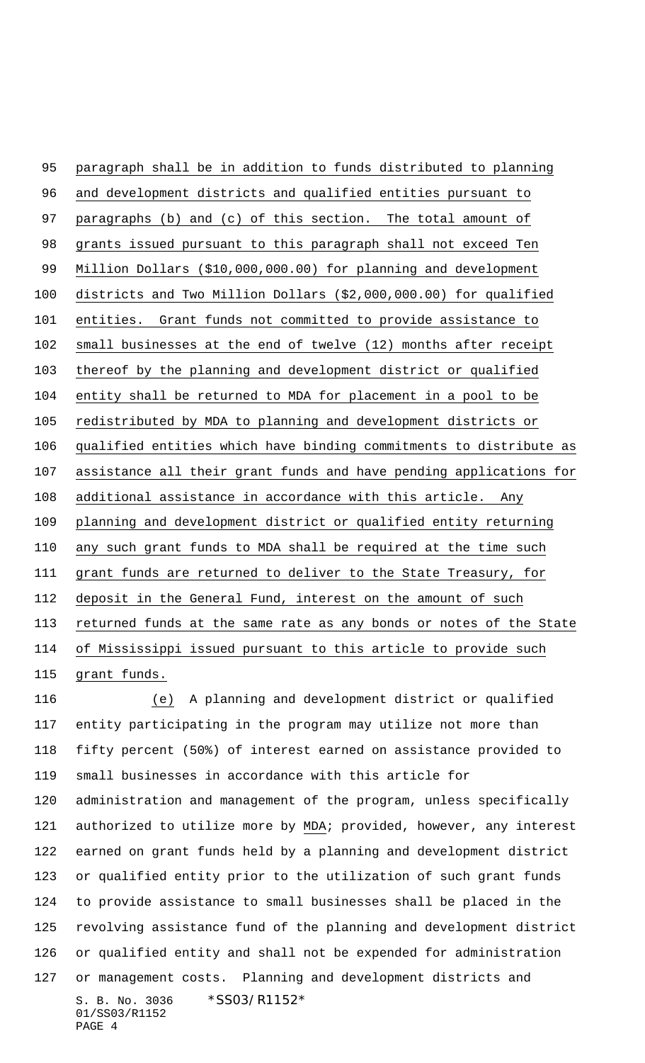paragraph shall be in addition to funds distributed to planning and development districts and qualified entities pursuant to paragraphs (b) and (c) of this section. The total amount of grants issued pursuant to this paragraph shall not exceed Ten Million Dollars ($10,000,000.00) for planning and development districts and Two Million Dollars ($2,000,000.00) for qualified entities. Grant funds not committed to provide assistance to small businesses at the end of twelve (12) months after receipt thereof by the planning and development district or qualified entity shall be returned to MDA for placement in a pool to be redistributed by MDA to planning and development districts or qualified entities which have binding commitments to distribute as assistance all their grant funds and have pending applications for additional assistance in accordance with this article. Any planning and development district or qualified entity returning any such grant funds to MDA shall be required at the time such grant funds are returned to deliver to the State Treasury, for deposit in the General Fund, interest on the amount of such returned funds at the same rate as any bonds or notes of the State of Mississippi issued pursuant to this article to provide such grant funds.

(e) A planning and development district or qualified entity participating in the program may utilize not more than fifty percent (50%) of interest earned on assistance provided to small businesses in accordance with this article for administration and management of the program, unless specifically authorized to utilize more by MDA; provided, however, any interest earned on grant funds held by a planning and development district or qualified entity prior to the utilization of such grant funds to provide assistance to small businesses shall be placed in the revolving assistance fund of the planning and development district or qualified entity and shall not be expended for administration or management costs. Planning and development districts and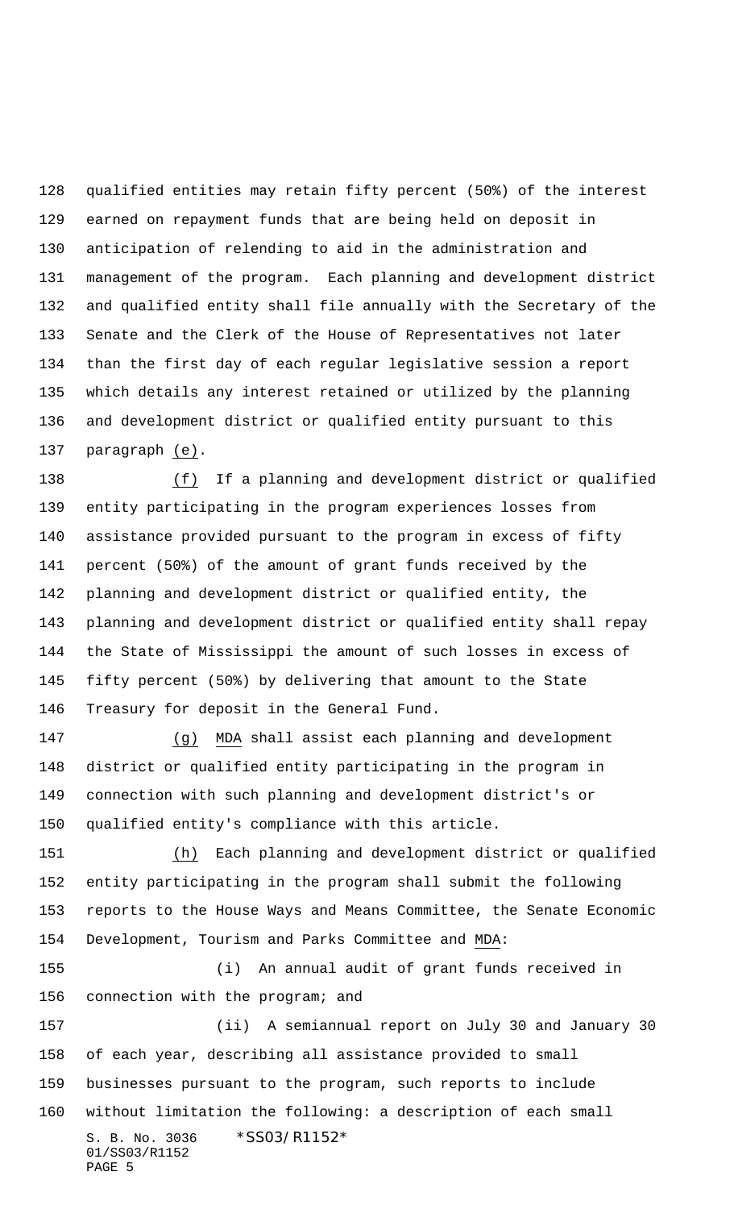qualified entities may retain fifty percent (50%) of the interest earned on repayment funds that are being held on deposit in anticipation of relending to aid in the administration and management of the program. Each planning and development district and qualified entity shall file annually with the Secretary of the Senate and the Clerk of the House of Representatives not later than the first day of each regular legislative session a report which details any interest retained or utilized by the planning and development district or qualified entity pursuant to this paragraph (e).

(f) If a planning and development district or qualified entity participating in the program experiences losses from assistance provided pursuant to the program in excess of fifty percent (50%) of the amount of grant funds received by the planning and development district or qualified entity, the planning and development district or qualified entity shall repay the State of Mississippi the amount of such losses in excess of fifty percent (50%) by delivering that amount to the State Treasury for deposit in the General Fund.

(g) MDA shall assist each planning and development district or qualified entity participating in the program in connection with such planning and development district's or qualified entity's compliance with this article.

(h) Each planning and development district or qualified entity participating in the program shall submit the following reports to the House Ways and Means Committee, the Senate Economic Development, Tourism and Parks Committee and MDA:

(i) An annual audit of grant funds received in connection with the program; and

(ii) A semiannual report on July 30 and January 30 of each year, describing all assistance provided to small businesses pursuant to the program, such reports to include without limitation the following: a description of each small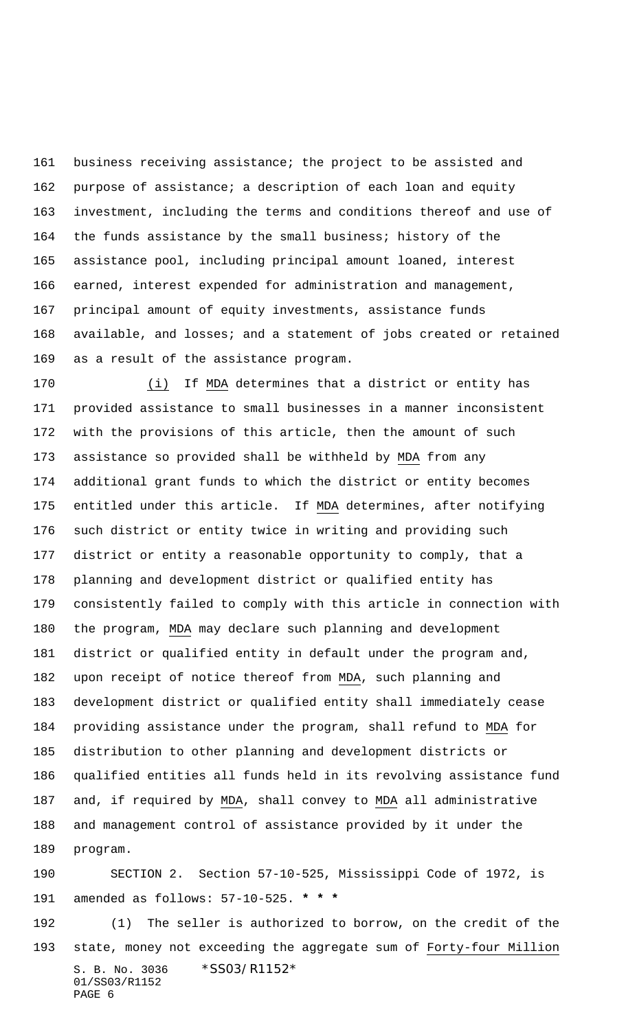business receiving assistance; the project to be assisted and purpose of assistance; a description of each loan and equity investment, including the terms and conditions thereof and use of the funds assistance by the small business; history of the assistance pool, including principal amount loaned, interest earned, interest expended for administration and management, principal amount of equity investments, assistance funds available, and losses; and a statement of jobs created or retained as a result of the assistance program.

(i) If MDA determines that a district or entity has provided assistance to small businesses in a manner inconsistent with the provisions of this article, then the amount of such assistance so provided shall be withheld by MDA from any additional grant funds to which the district or entity becomes entitled under this article. If MDA determines, after notifying such district or entity twice in writing and providing such district or entity a reasonable opportunity to comply, that a planning and development district or qualified entity has consistently failed to comply with this article in connection with the program, MDA may declare such planning and development district or qualified entity in default under the program and, upon receipt of notice thereof from MDA, such planning and development district or qualified entity shall immediately cease providing assistance under the program, shall refund to MDA for distribution to other planning and development districts or qualified entities all funds held in its revolving assistance fund and, if required by MDA, shall convey to MDA all administrative and management control of assistance provided by it under the program.

SECTION 2. Section 57-10-525, Mississippi Code of 1972, is amended as follows: 57-10-525. **\* \* \***

(1) The seller is authorized to borrow, on the credit of the state, money not exceeding the aggregate sum of Forty-four Million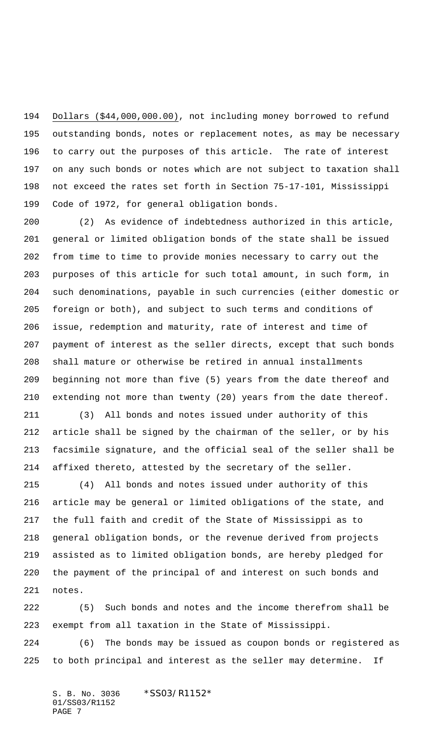Dollars ($44,000,000.00), not including money borrowed to refund outstanding bonds, notes or replacement notes, as may be necessary to carry out the purposes of this article. The rate of interest on any such bonds or notes which are not subject to taxation shall not exceed the rates set forth in Section 75-17-101, Mississippi Code of 1972, for general obligation bonds.

(2) As evidence of indebtedness authorized in this article, general or limited obligation bonds of the state shall be issued from time to time to provide monies necessary to carry out the purposes of this article for such total amount, in such form, in such denominations, payable in such currencies (either domestic or foreign or both), and subject to such terms and conditions of issue, redemption and maturity, rate of interest and time of payment of interest as the seller directs, except that such bonds shall mature or otherwise be retired in annual installments beginning not more than five (5) years from the date thereof and extending not more than twenty (20) years from the date thereof.

(3) All bonds and notes issued under authority of this article shall be signed by the chairman of the seller, or by his facsimile signature, and the official seal of the seller shall be affixed thereto, attested by the secretary of the seller.

(4) All bonds and notes issued under authority of this article may be general or limited obligations of the state, and the full faith and credit of the State of Mississippi as to general obligation bonds, or the revenue derived from projects assisted as to limited obligation bonds, are hereby pledged for the payment of the principal of and interest on such bonds and notes.

(5) Such bonds and notes and the income therefrom shall be exempt from all taxation in the State of Mississippi.

(6) The bonds may be issued as coupon bonds or registered as to both principal and interest as the seller may determine. If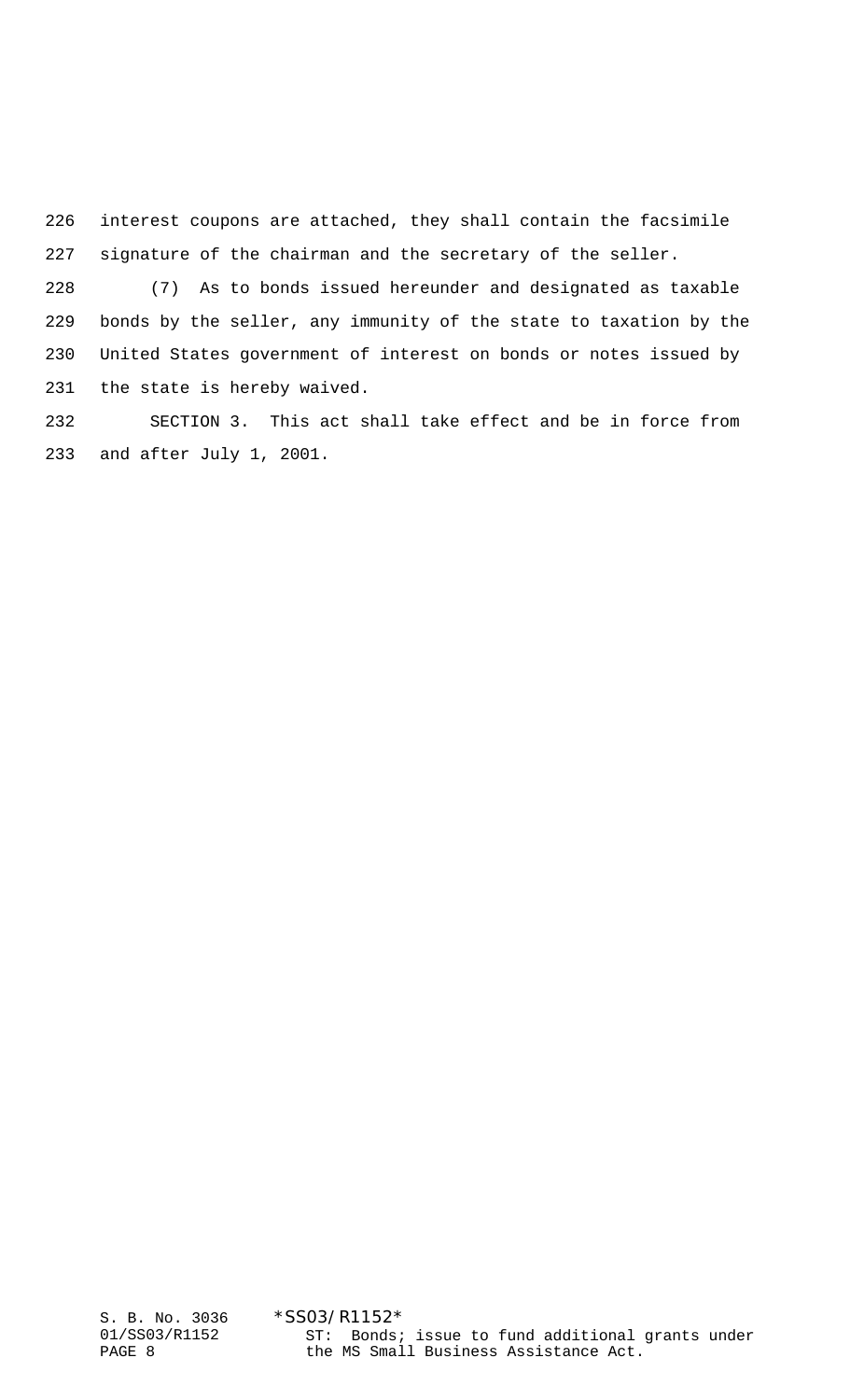interest coupons are attached, they shall contain the facsimile signature of the chairman and the secretary of the seller.

(7) As to bonds issued hereunder and designated as taxable bonds by the seller, any immunity of the state to taxation by the United States government of interest on bonds or notes issued by the state is hereby waived.

SECTION 3. This act shall take effect and be in force from and after July 1, 2001.